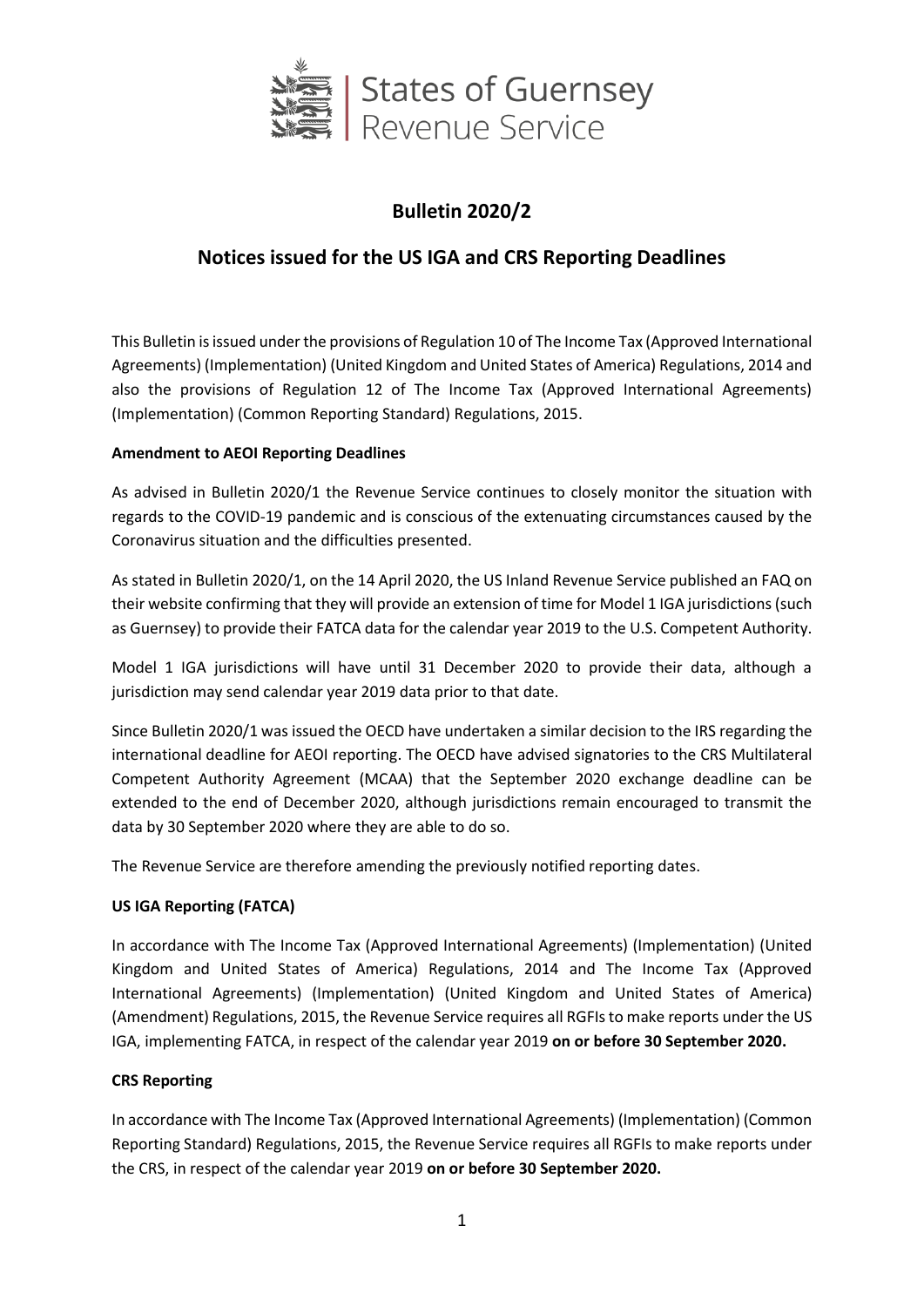States of Guernsey
Revenue Service

# Bulletin 2020/2

## Notices issued for the US IGA and CRS Reporting Deadlines

This Bulletin is issued under the provisions of Regulation 10 of The Income Tax (Approved International Agreements) (Implementation) (United Kingdom and United States of America) Regulations, 2014 and also the provisions of Regulation 12 of The Income Tax (Approved International Agreements) (Implementation) (Common Reporting Standard) Regulations, 2015.

**Amendment to AEOI Reporting Deadlines**

As advised in Bulletin 2020/1 the Revenue Service continues to closely monitor the situation with regards to the COVID-19 pandemic and is conscious of the extenuating circumstances caused by the Coronavirus situation and the difficulties presented.

As stated in Bulletin 2020/1, on the 14 April 2020, the US Inland Revenue Service published an FAQ on their website confirming that they will provide an extension of time for Model 1 IGA jurisdictions (such as Guernsey) to provide their FATCA data for the calendar year 2019 to the U.S. Competent Authority.

Model 1 IGA jurisdictions will have until 31 December 2020 to provide their data, although a jurisdiction may send calendar year 2019 data prior to that date.

Since Bulletin 2020/1 was issued the OECD have undertaken a similar decision to the IRS regarding the international deadline for AEOI reporting. The OECD have advised signatories to the CRS Multilateral Competent Authority Agreement (MCAA) that the September 2020 exchange deadline can be extended to the end of December 2020, although jurisdictions remain encouraged to transmit the data by 30 September 2020 where they are able to do so.

The Revenue Service are therefore amending the previously notified reporting dates.

**US IGA Reporting (FATCA)**

In accordance with The Income Tax (Approved International Agreements) (Implementation) (United Kingdom and United States of America) Regulations, 2014 and The Income Tax (Approved International Agreements) (Implementation) (United Kingdom and United States of America) (Amendment) Regulations, 2015, the Revenue Service requires all RGFIs to make reports under the US IGA, implementing FATCA, in respect of the calendar year 2019 **on or before 30 September 2020.**

**CRS Reporting**

In accordance with The Income Tax (Approved International Agreements) (Implementation) (Common Reporting Standard) Regulations, 2015, the Revenue Service requires all RGFIs to make reports under the CRS, in respect of the calendar year 2019 **on or before 30 September 2020.**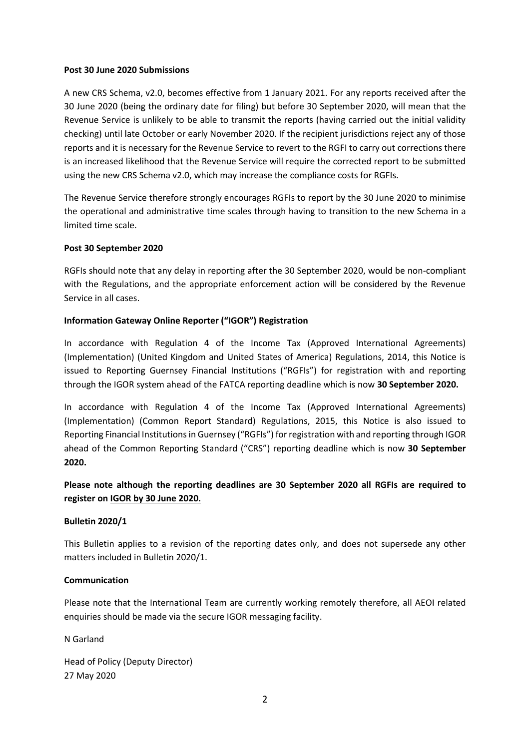**Post 30 June 2020 Submissions**

A new CRS Schema, v2.0, becomes effective from 1 January 2021. For any reports received after the 30 June 2020 (being the ordinary date for filing) but before 30 September 2020, will mean that the Revenue Service is unlikely to be able to transmit the reports (having carried out the initial validity checking) until late October or early November 2020. If the recipient jurisdictions reject any of those reports and it is necessary for the Revenue Service to revert to the RGFI to carry out corrections there is an increased likelihood that the Revenue Service will require the corrected report to be submitted using the new CRS Schema v2.0, which may increase the compliance costs for RGFIs.

The Revenue Service therefore strongly encourages RGFIs to report by the 30 June 2020 to minimise the operational and administrative time scales through having to transition to the new Schema in a limited time scale.

**Post 30 September 2020**

RGFIs should note that any delay in reporting after the 30 September 2020, would be non-compliant with the Regulations, and the appropriate enforcement action will be considered by the Revenue Service in all cases.

**Information Gateway Online Reporter ("IGOR") Registration**

In accordance with Regulation 4 of the Income Tax (Approved International Agreements) (Implementation) (United Kingdom and United States of America) Regulations, 2014, this Notice is issued to Reporting Guernsey Financial Institutions ("RGFIs") for registration with and reporting through the IGOR system ahead of the FATCA reporting deadline which is now **30 September 2020.**

In accordance with Regulation 4 of the Income Tax (Approved International Agreements) (Implementation) (Common Report Standard) Regulations, 2015, this Notice is also issued to Reporting Financial Institutions in Guernsey ("RGFIs") for registration with and reporting through IGOR ahead of the Common Reporting Standard ("CRS") reporting deadline which is now **30 September 2020.**

**Please note although the reporting deadlines are 30 September 2020 all RGFIs are required to register on IGOR by 30 June 2020.**

**Bulletin 2020/1**

This Bulletin applies to a revision of the reporting dates only, and does not supersede any other matters included in Bulletin 2020/1.

**Communication**

Please note that the International Team are currently working remotely therefore, all AEOI related enquiries should be made via the secure IGOR messaging facility.

N Garland

Head of Policy (Deputy Director)
27 May 2020